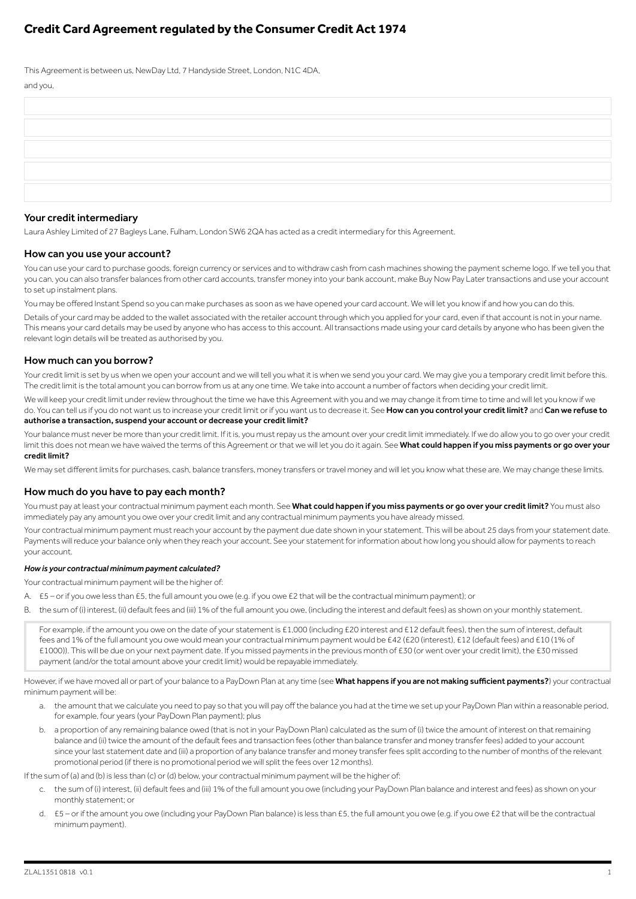# Credit Card Agreement regulated by the Consumer Credit Act 1974

This Agreement is between us, NewDay Ltd, 7 Handyside Street, London, N1C 4DA,

and you,

## Your credit intermediary

Laura Ashley Limited of 27 Bagleys Lane, Fulham, London SW6 2QA has acted as a credit intermediary for this Agreement.

## How can you use your account?

You can use your card to purchase goods, foreign currency or services and to withdraw cash from cash machines showing the payment scheme logo. If we tell you that you can, you can also transfer balances from other card accounts, transfer money into your bank account, make Buy Now Pay Later transactions and use your account to set up instalment plans.

You may be offered Instant Spend so you can make purchases as soon as we have opened your card account. We will let you know if and how you can do this.

Details of your card may be added to the wallet associated with the retailer account through which you applied for your card, even if that account is not in your name. This means your card details may be used by anyone who has access to this account. All transactions made using your card details by anyone who has been given the relevant login details will be treated as authorised by you.

## How much can you borrow?

Your credit limit is set by us when we open your account and we will tell you what it is when we send you your card. We may give you a temporary credit limit before this. The credit limit is the total amount you can borrow from us at any one time. We take into account a number of factors when deciding your credit limit.

We will keep your credit limit under review throughout the time we have this Agreement with you and we may change it from time to time and will let you know if we do. You can tell us if you do not want us to increase your credit limit or if you want us to decrease it. See **How can you control your credit limit?** and **Can we refuse to authorise a transaction, suspend your account or decrease your credit limit?**

Your balance must never be more than your credit limit. If it is, you must repay us the amount over your credit limit immediately. If we do allow you to go over your credit limit this does not mean we have waived the terms of this Agreement or that we will let you do it again. See **What could happen if you miss payments or go over your credit limit?**

We may set different limits for purchases, cash, balance transfers, money transfers or travel money and will let you know what these are. We may change these limits.

## How much do you have to pay each month?

You must pay at least your contractual minimum payment each month. See **What could happen if you miss payments or go over your credit limit?** You must also immediately pay any amount you owe over your credit limit and any contractual minimum payments you have already missed.

Your contractual minimum payment must reach your account by the payment due date shown in your statement. This will be about 25 days from your statement date. Payments will reduce your balance only when they reach your account. See your statement for information about how long you should allow for payments to reach your account.

***How is your contractual minimum payment calculated?***

Your contractual minimum payment will be the higher of:

A. £5 – or if you owe less than £5, the full amount you owe (e.g. if you owe £2 that will be the contractual minimum payment); or

B. the sum of (i) interest, (ii) default fees and (iii) 1% of the full amount you owe, (including the interest and default fees) as shown on your monthly statement.

For example, if the amount you owe on the date of your statement is £1,000 (including £20 interest and £12 default fees), then the sum of interest, default fees and 1% of the full amount you owe would mean your contractual minimum payment would be £42 (£20 (interest), £12 (default fees) and £10 (1% of £1000)). This will be due on your next payment date. If you missed payments in the previous month of £30 (or went over your credit limit), the £30 missed payment (and/or the total amount above your credit limit) would be repayable immediately.

However, if we have moved all or part of your balance to a PayDown Plan at any time (see **What happens if you are not making sufficient payments?**) your contractual minimum payment will be:

a. the amount that we calculate you need to pay so that you will pay off the balance you had at the time we set up your PayDown Plan within a reasonable period, for example, four years (your PayDown Plan payment); plus

b. a proportion of any remaining balance owed (that is not in your PayDown Plan) calculated as the sum of (i) twice the amount of interest on that remaining balance and (ii) twice the amount of the default fees and transaction fees (other than balance transfer and money transfer fees) added to your account since your last statement date and (iii) a proportion of any balance transfer and money transfer fees split according to the number of months of the relevant promotional period (if there is no promotional period we will split the fees over 12 months).

If the sum of (a) and (b) is less than (c) or (d) below, your contractual minimum payment will be the higher of:

c. the sum of (i) interest, (ii) default fees and (iii) 1% of the full amount you owe (including your PayDown Plan balance and interest and fees) as shown on your monthly statement; or

d. £5 – or if the amount you owe (including your PayDown Plan balance) is less than £5, the full amount you owe (e.g. if you owe £2 that will be the contractual minimum payment).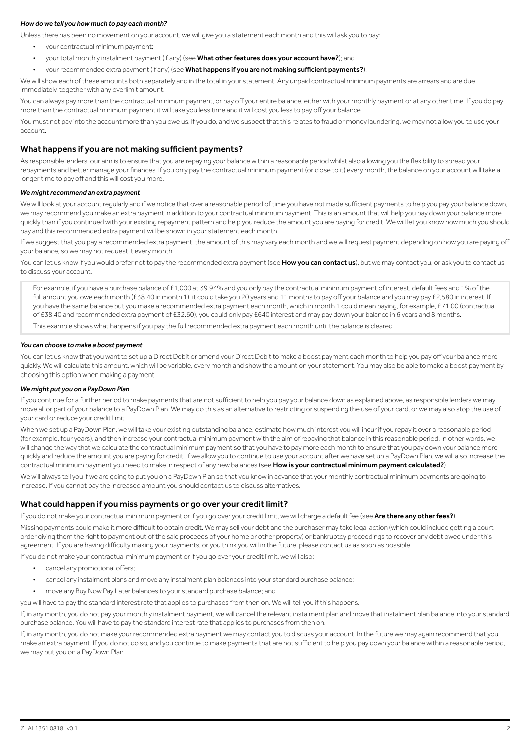#### *How do we tell you how much to pay each month?*

Unless there has been no movement on your account, we will give you a statement each month and this will ask you to pay:

- your contractual minimum payment;
- your total monthly instalment payment (if any) (see **What other features does your account have?**); and
- your recommended extra payment (if any) (see **What happens if you are not making sufficient payments?**).

We will show each of these amounts both separately and in the total in your statement. Any unpaid contractual minimum payments are arrears and are due immediately, together with any overlimit amount.

You can always pay more than the contractual minimum payment, or pay off your entire balance, either with your monthly payment or at any other time. If you do pay more than the contractual minimum payment it will take you less time and it will cost you less to pay off your balance.

You must not pay into the account more than you owe us. If you do, and we suspect that this relates to fraud or money laundering, we may not allow you to use your account.

## What happens if you are not making sufficient payments?

As responsible lenders, our aim is to ensure that you are repaying your balance within a reasonable period whilst also allowing you the flexibility to spread your repayments and better manage your finances. If you only pay the contractual minimum payment (or close to it) every month, the balance on your account will take a longer time to pay off and this will cost you more.

#### *We might recommend an extra payment*

We will look at your account regularly and if we notice that over a reasonable period of time you have not made sufficient payments to help you pay your balance down, we may recommend you make an extra payment in addition to your contractual minimum payment. This is an amount that will help you pay down your balance more quickly than if you continued with your existing repayment pattern and help you reduce the amount you are paying for credit. We will let you know how much you should pay and this recommended extra payment will be shown in your statement each month.

If we suggest that you pay a recommended extra payment, the amount of this may vary each month and we will request payment depending on how you are paying off your balance, so we may not request it every month.

You can let us know if you would prefer not to pay the recommended extra payment (see **How you can contact us**), but we may contact you, or ask you to contact us, to discuss your account.

> For example, if you have a purchase balance of £1,000 at 39.94% and you only pay the contractual minimum payment of interest, default fees and 1% of the full amount you owe each month (£38.40 in month 1), it could take you 20 years and 11 months to pay off your balance and you may pay £2,580 in interest. If you have the same balance but you make a recommended extra payment each month, which in month 1 could mean paying, for example, £71.00 (contractual of £38.40 and recommended extra payment of £32.60), you could only pay £640 interest and may pay down your balance in 6 years and 8 months.
>
> This example shows what happens if you pay the full recommended extra payment each month until the balance is cleared.

#### *You can choose to make a boost payment*

You can let us know that you want to set up a Direct Debit or amend your Direct Debit to make a boost payment each month to help you pay off your balance more quickly. We will calculate this amount, which will be variable, every month and show the amount on your statement. You may also be able to make a boost payment by choosing this option when making a payment.

#### *We might put you on a PayDown Plan*

If you continue for a further period to make payments that are not sufficient to help you pay your balance down as explained above, as responsible lenders we may move all or part of your balance to a PayDown Plan. We may do this as an alternative to restricting or suspending the use of your card, or we may also stop the use of your card or reduce your credit limit.

When we set up a PayDown Plan, we will take your existing outstanding balance, estimate how much interest you will incur if you repay it over a reasonable period (for example, four years), and then increase your contractual minimum payment with the aim of repaying that balance in this reasonable period. In other words, we will change the way that we calculate the contractual minimum payment so that you have to pay more each month to ensure that you pay down your balance more quickly and reduce the amount you are paying for credit. If we allow you to continue to use your account after we have set up a PayDown Plan, we will also increase the contractual minimum payment you need to make in respect of any new balances (see **How is your contractual minimum payment calculated?**).

We will always tell you if we are going to put you on a PayDown Plan so that you know in advance that your monthly contractual minimum payments are going to increase. If you cannot pay the increased amount you should contact us to discuss alternatives.

## What could happen if you miss payments or go over your credit limit?

If you do not make your contractual minimum payment or if you go over your credit limit, we will charge a default fee (see **Are there any other fees?**).

Missing payments could make it more difficult to obtain credit. We may sell your debt and the purchaser may take legal action (which could include getting a court order giving them the right to payment out of the sale proceeds of your home or other property) or bankruptcy proceedings to recover any debt owed under this agreement. If you are having difficulty making your payments, or you think you will in the future, please contact us as soon as possible.

If you do not make your contractual minimum payment or if you go over your credit limit, we will also:

- cancel any promotional offers;
- cancel any instalment plans and move any instalment plan balances into your standard purchase balance;
- move any Buy Now Pay Later balances to your standard purchase balance; and

you will have to pay the standard interest rate that applies to purchases from then on. We will tell you if this happens.

If, in any month, you do not pay your monthly instalment payment, we will cancel the relevant instalment plan and move that instalment plan balance into your standard purchase balance. You will have to pay the standard interest rate that applies to purchases from then on.

If, in any month, you do not make your recommended extra payment we may contact you to discuss your account. In the future we may again recommend that you make an extra payment. If you do not do so, and you continue to make payments that are not sufficient to help you pay down your balance within a reasonable period, we may put you on a PayDown Plan.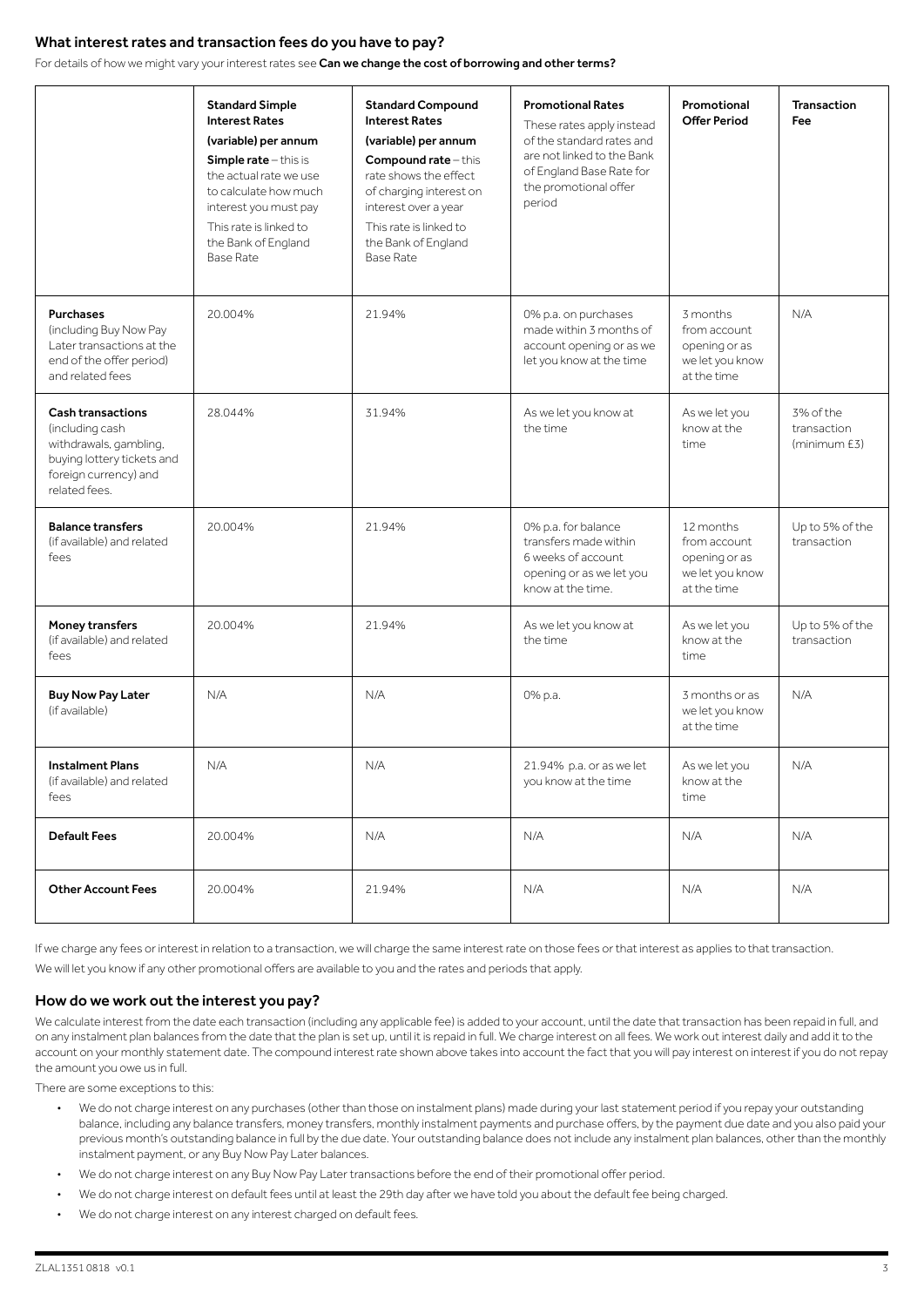## What interest rates and transaction fees do you have to pay?

For details of how we might vary your interest rates see **Can we change the cost of borrowing and other terms?**

| | **Standard Simple Interest Rates (variable) per annum** **Simple rate** – this is the actual rate we use to calculate how much interest you must pay. This rate is linked to the Bank of England Base Rate | **Standard Compound Interest Rates (variable) per annum** **Compound rate** – this rate shows the effect of charging interest on interest over a year. This rate is linked to the Bank of England Base Rate | **Promotional Rates** These rates apply instead of the standard rates and are not linked to the Bank of England Base Rate for the promotional offer period | **Promotional Offer Period** | **Transaction Fee** |
|---|---|---|---|---|---|
| **Purchases** (including Buy Now Pay Later transactions at the end of the offer period) and related fees | 20.004% | 21.94% | 0% p.a. on purchases made within 3 months of account opening or as we let you know at the time | 3 months from account opening or as we let you know at the time | N/A |
| **Cash transactions** (including cash withdrawals, gambling, buying lottery tickets and foreign currency) and related fees. | 28.044% | 31.94% | As we let you know at the time | As we let you know at the time | 3% of the transaction (minimum £3) |
| **Balance transfers** (if available) and related fees | 20.004% | 21.94% | 0% p.a. for balance transfers made within 6 weeks of account opening or as we let you know at the time. | 12 months from account opening or as we let you know at the time | Up to 5% of the transaction |
| **Money transfers** (if available) and related fees | 20.004% | 21.94% | As we let you know at the time | As we let you know at the time | Up to 5% of the transaction |
| **Buy Now Pay Later** (if available) | N/A | N/A | 0% p.a. | 3 months or as we let you know at the time | N/A |
| **Instalment Plans** (if available) and related fees | N/A | N/A | 21.94% p.a. or as we let you know at the time | As we let you know at the time | N/A |
| **Default Fees** | 20.004% | N/A | N/A | N/A | N/A |
| **Other Account Fees** | 20.004% | 21.94% | N/A | N/A | N/A |

If we charge any fees or interest in relation to a transaction, we will charge the same interest rate on those fees or that interest as applies to that transaction.

We will let you know if any other promotional offers are available to you and the rates and periods that apply.

## How do we work out the interest you pay?

We calculate interest from the date each transaction (including any applicable fee) is added to your account, until the date that transaction has been repaid in full, and on any instalment plan balances from the date that the plan is set up, until it is repaid in full. We charge interest on all fees. We work out interest daily and add it to the account on your monthly statement date. The compound interest rate shown above takes into account the fact that you will pay interest on interest if you do not repay the amount you owe us in full.

There are some exceptions to this:

- We do not charge interest on any purchases (other than those on instalment plans) made during your last statement period if you repay your outstanding balance, including any balance transfers, money transfers, monthly instalment payments and purchase offers, by the payment due date and you also paid your previous month's outstanding balance in full by the due date. Your outstanding balance does not include any instalment plan balances, other than the monthly instalment payment, or any Buy Now Pay Later balances.
- We do not charge interest on any Buy Now Pay Later transactions before the end of their promotional offer period.
- We do not charge interest on default fees until at least the 29th day after we have told you about the default fee being charged.
- We do not charge interest on any interest charged on default fees.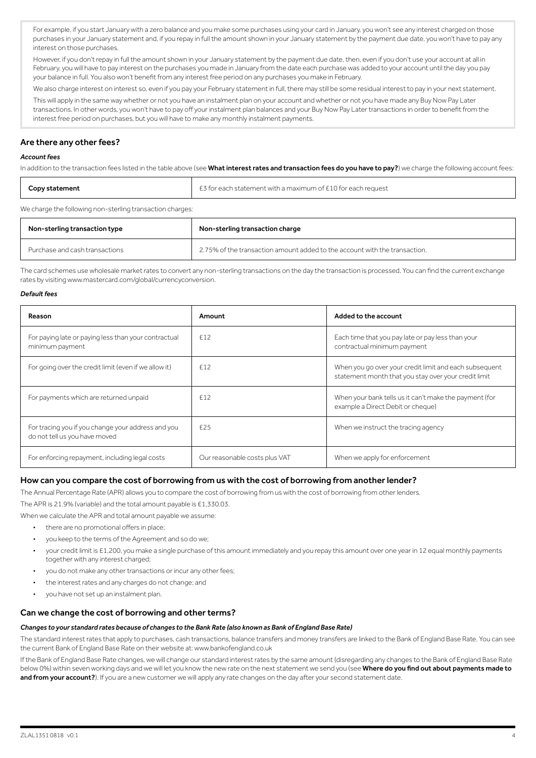For example, if you start January with a zero balance and you make some purchases using your card in January, you won't see any interest charged on those purchases in your January statement and, if you repay in full the amount shown in your January statement by the payment due date, you won't have to pay any interest on those purchases.

However, if you don't repay in full the amount shown in your January statement by the payment due date, then, even if you don't use your account at all in February, you will have to pay interest on the purchases you made in January from the date each purchase was added to your account until the day you pay your balance in full. You also won't benefit from any interest free period on any purchases you make in February.

We also charge interest on interest so, even if you pay your February statement in full, there may still be some residual interest to pay in your next statement.

This will apply in the same way whether or not you have an instalment plan on your account and whether or not you have made any Buy Now Pay Later transactions. In other words, you won't have to pay off your instalment plan balances and your Buy Now Pay Later transactions in order to benefit from the interest free period on purchases, but you will have to make any monthly instalment payments.

## Are there any other fees?

### *Account fees*

In addition to the transaction fees listed in the table above (see **What interest rates and transaction fees do you have to pay?**) we charge the following account fees:

| Copy statement | £3 for each statement with a maximum of £10 for each request |
|---|---|

We charge the following non-sterling transaction charges:

| Non-sterling transaction type | Non-sterling transaction charge |
|---|---|
| Purchase and cash transactions | 2.75% of the transaction amount added to the account with the transaction. |

The card schemes use wholesale market rates to convert any non-sterling transactions on the day the transaction is processed. You can find the current exchange rates by visiting www.mastercard.com/global/currencyconversion.

### *Default fees*

| Reason | Amount | Added to the account |
|---|---|---|
| For paying late or paying less than your contractual minimum payment | £12 | Each time that you pay late or pay less than your contractual minimum payment |
| For going over the credit limit (even if we allow it) | £12 | When you go over your credit limit and each subsequent statement month that you stay over your credit limit |
| For payments which are returned unpaid | £12 | When your bank tells us it can't make the payment (for example a Direct Debit or cheque) |
| For tracing you if you change your address and you do not tell us you have moved | £25 | When we instruct the tracing agency |
| For enforcing repayment, including legal costs | Our reasonable costs plus VAT | When we apply for enforcement |

## How can you compare the cost of borrowing from us with the cost of borrowing from another lender?

The Annual Percentage Rate (APR) allows you to compare the cost of borrowing from us with the cost of borrowing from other lenders.

The APR is 21.9% (variable) and the total amount payable is £1,330.03.

When we calculate the APR and total amount payable we assume:

- there are no promotional offers in place;
- you keep to the terms of the Agreement and so do we;
- your credit limit is £1,200, you make a single purchase of this amount immediately and you repay this amount over one year in 12 equal monthly payments together with any interest charged;
- you do not make any other transactions or incur any other fees;
- the interest rates and any charges do not change; and
- you have not set up an instalment plan.

## Can we change the cost of borrowing and other terms?

### *Changes to your standard rates because of changes to the Bank Rate (also known as Bank of England Base Rate)*

The standard interest rates that apply to purchases, cash transactions, balance transfers and money transfers are linked to the Bank of England Base Rate. You can see the current Bank of England Base Rate on their website at: www.bankofengland.co.uk

If the Bank of England Base Rate changes, we will change our standard interest rates by the same amount (disregarding any changes to the Bank of England Base Rate below 0%) within seven working days and we will let you know the new rate on the next statement we send you (see **Where do you find out about payments made to and from your account?**). If you are a new customer we will apply any rate changes on the day after your second statement date.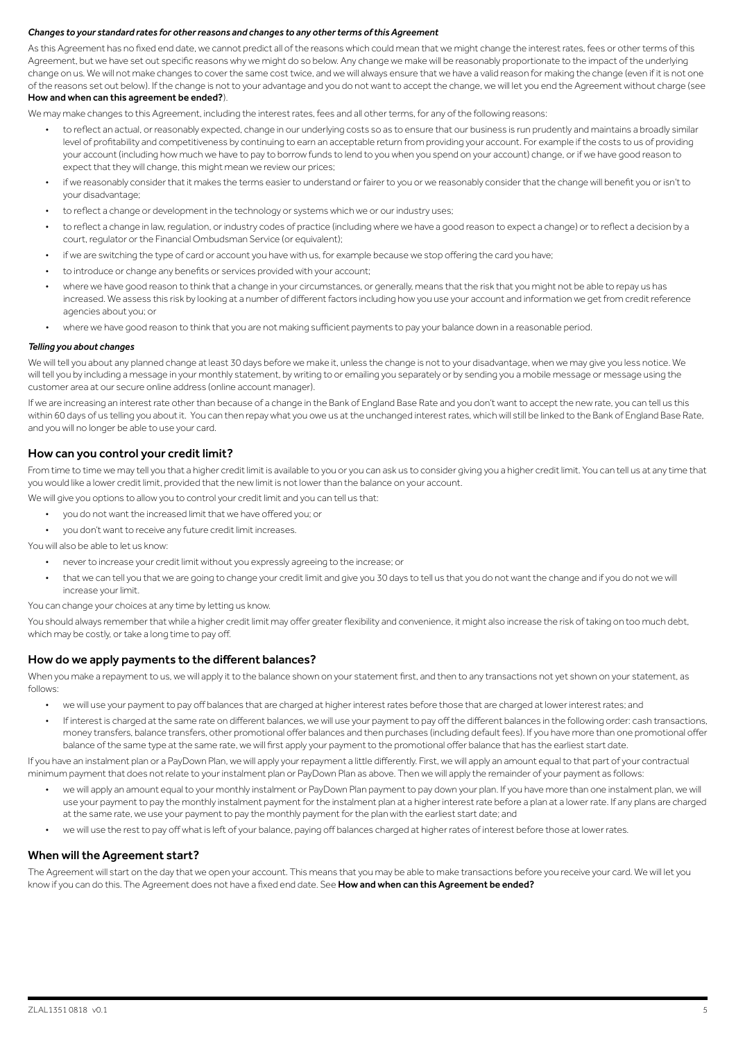#### *Changes to your standard rates for other reasons and changes to any other terms of this Agreement*

As this Agreement has no fixed end date, we cannot predict all of the reasons which could mean that we might change the interest rates, fees or other terms of this Agreement, but we have set out specific reasons why we might do so below. Any change we make will be reasonably proportionate to the impact of the underlying change on us. We will not make changes to cover the same cost twice, and we will always ensure that we have a valid reason for making the change (even if it is not one of the reasons set out below). If the change is not to your advantage and you do not want to accept the change, we will let you end the Agreement without charge (see **How and when can this agreement be ended?**).

We may make changes to this Agreement, including the interest rates, fees and all other terms, for any of the following reasons:

- to reflect an actual, or reasonably expected, change in our underlying costs so as to ensure that our business is run prudently and maintains a broadly similar level of profitability and competitiveness by continuing to earn an acceptable return from providing your account. For example if the costs to us of providing your account (including how much we have to pay to borrow funds to lend to you when you spend on your account) change, or if we have good reason to expect that they will change, this might mean we review our prices;
- if we reasonably consider that it makes the terms easier to understand or fairer to you or we reasonably consider that the change will benefit you or isn't to your disadvantage;
- to reflect a change or development in the technology or systems which we or our industry uses;
- to reflect a change in law, regulation, or industry codes of practice (including where we have a good reason to expect a change) or to reflect a decision by a court, regulator or the Financial Ombudsman Service (or equivalent);
- if we are switching the type of card or account you have with us, for example because we stop offering the card you have;
- to introduce or change any benefits or services provided with your account;
- where we have good reason to think that a change in your circumstances, or generally, means that the risk that you might not be able to repay us has increased. We assess this risk by looking at a number of different factors including how you use your account and information we get from credit reference agencies about you; or
- where we have good reason to think that you are not making sufficient payments to pay your balance down in a reasonable period.

#### *Telling you about changes*

We will tell you about any planned change at least 30 days before we make it, unless the change is not to your disadvantage, when we may give you less notice. We will tell you by including a message in your monthly statement, by writing to or emailing you separately or by sending you a mobile message or message using the customer area at our secure online address (online account manager).

If we are increasing an interest rate other than because of a change in the Bank of England Base Rate and you don't want to accept the new rate, you can tell us this within 60 days of us telling you about it. You can then repay what you owe us at the unchanged interest rates, which will still be linked to the Bank of England Base Rate, and you will no longer be able to use your card.

## How can you control your credit limit?

From time to time we may tell you that a higher credit limit is available to you or you can ask us to consider giving you a higher credit limit. You can tell us at any time that you would like a lower credit limit, provided that the new limit is not lower than the balance on your account.

We will give you options to allow you to control your credit limit and you can tell us that:

- you do not want the increased limit that we have offered you; or
- you don't want to receive any future credit limit increases.

You will also be able to let us know:

- never to increase your credit limit without you expressly agreeing to the increase; or
- that we can tell you that we are going to change your credit limit and give you 30 days to tell us that you do not want the change and if you do not we will increase your limit.

You can change your choices at any time by letting us know.

You should always remember that while a higher credit limit may offer greater flexibility and convenience, it might also increase the risk of taking on too much debt, which may be costly, or take a long time to pay off.

## How do we apply payments to the different balances?

When you make a repayment to us, we will apply it to the balance shown on your statement first, and then to any transactions not yet shown on your statement, as follows:

- we will use your payment to pay off balances that are charged at higher interest rates before those that are charged at lower interest rates; and
- If interest is charged at the same rate on different balances, we will use your payment to pay off the different balances in the following order: cash transactions, money transfers, balance transfers, other promotional offer balances and then purchases (including default fees). If you have more than one promotional offer balance of the same type at the same rate, we will first apply your payment to the promotional offer balance that has the earliest start date.

If you have an instalment plan or a PayDown Plan, we will apply your repayment a little differently. First, we will apply an amount equal to that part of your contractual minimum payment that does not relate to your instalment plan or PayDown Plan as above. Then we will apply the remainder of your payment as follows:

- we will apply an amount equal to your monthly instalment or PayDown Plan payment to pay down your plan. If you have more than one instalment plan, we will use your payment to pay the monthly instalment payment for the instalment plan at a higher interest rate before a plan at a lower rate. If any plans are charged at the same rate, we use your payment to pay the monthly payment for the plan with the earliest start date; and
- we will use the rest to pay off what is left of your balance, paying off balances charged at higher rates of interest before those at lower rates.

## When will the Agreement start?

The Agreement will start on the day that we open your account. This means that you may be able to make transactions before you receive your card. We will let you know if you can do this. The Agreement does not have a fixed end date. See **How and when can this Agreement be ended?**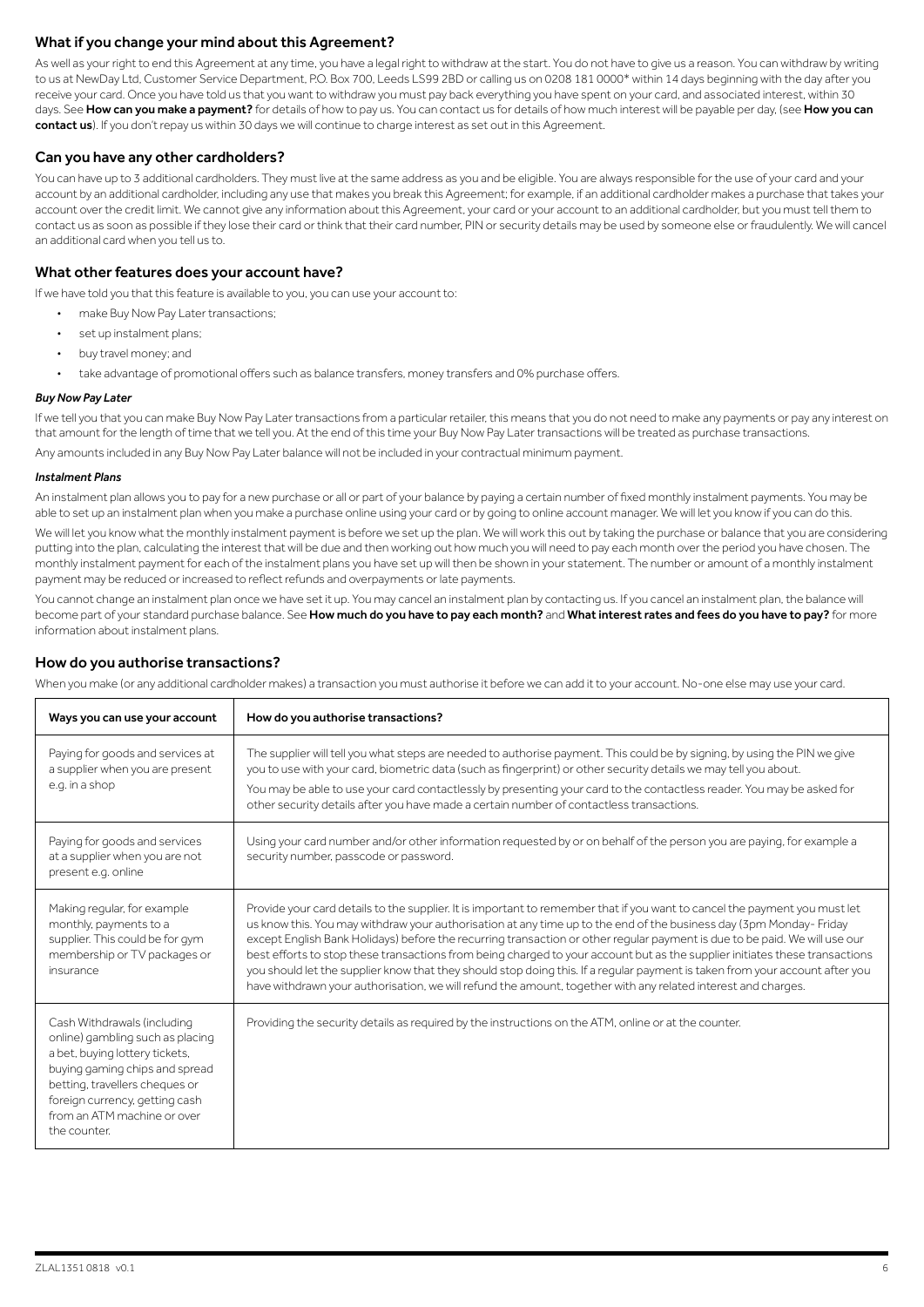## What if you change your mind about this Agreement?

As well as your right to end this Agreement at any time, you have a legal right to withdraw at the start. You do not have to give us a reason. You can withdraw by writing to us at NewDay Ltd, Customer Service Department, P.O. Box 700, Leeds LS99 2BD or calling us on 0208 181 0000* within 14 days beginning with the day after you receive your card. Once you have told us that you want to withdraw you must pay back everything you have spent on your card, and associated interest, within 30 days. See **How can you make a payment?** for details of how to pay us. You can contact us for details of how much interest will be payable per day, (see **How you can contact us**). If you don't repay us within 30 days we will continue to charge interest as set out in this Agreement.

## Can you have any other cardholders?

You can have up to 3 additional cardholders. They must live at the same address as you and be eligible. You are always responsible for the use of your card and your account by an additional cardholder, including any use that makes you break this Agreement; for example, if an additional cardholder makes a purchase that takes your account over the credit limit. We cannot give any information about this Agreement, your card or your account to an additional cardholder, but you must tell them to contact us as soon as possible if they lose their card or think that their card number, PIN or security details may be used by someone else or fraudulently. We will cancel an additional card when you tell us to.

## What other features does your account have?

If we have told you that this feature is available to you, you can use your account to:

- make Buy Now Pay Later transactions;
- set up instalment plans;
- buy travel money; and
- take advantage of promotional offers such as balance transfers, money transfers and 0% purchase offers.

***Buy Now Pay Later***

If we tell you that you can make Buy Now Pay Later transactions from a particular retailer, this means that you do not need to make any payments or pay any interest on that amount for the length of time that we tell you. At the end of this time your Buy Now Pay Later transactions will be treated as purchase transactions.

Any amounts included in any Buy Now Pay Later balance will not be included in your contractual minimum payment.

***Instalment Plans***

An instalment plan allows you to pay for a new purchase or all or part of your balance by paying a certain number of fixed monthly instalment payments. You may be able to set up an instalment plan when you make a purchase online using your card or by going to online account manager. We will let you know if you can do this.

We will let you know what the monthly instalment payment is before we set up the plan. We will work this out by taking the purchase or balance that you are considering putting into the plan, calculating the interest that will be due and then working out how much you will need to pay each month over the period you have chosen. The monthly instalment payment for each of the instalment plans you have set up will then be shown in your statement. The number or amount of a monthly instalment payment may be reduced or increased to reflect refunds and overpayments or late payments.

You cannot change an instalment plan once we have set it up. You may cancel an instalment plan by contacting us. If you cancel an instalment plan, the balance will become part of your standard purchase balance. See **How much do you have to pay each month?** and **What interest rates and fees do you have to pay?** for more information about instalment plans.

## How do you authorise transactions?

When you make (or any additional cardholder makes) a transaction you must authorise it before we can add it to your account. No-one else may use your card.

| Ways you can use your account | How do you authorise transactions? |
|---|---|
| Paying for goods and services at a supplier when you are present e.g. in a shop | The supplier will tell you what steps are needed to authorise payment. This could be by signing, by using the PIN we give you to use with your card, biometric data (such as fingerprint) or other security details we may tell you about.<br><br>You may be able to use your card contactlessly by presenting your card to the contactless reader. You may be asked for other security details after you have made a certain number of contactless transactions. |
| Paying for goods and services at a supplier when you are not present e.g. online | Using your card number and/or other information requested by or on behalf of the person you are paying, for example a security number, passcode or password. |
| Making regular, for example monthly, payments to a supplier. This could be for gym membership or TV packages or insurance | Provide your card details to the supplier. It is important to remember that if you want to cancel the payment you must let us know this. You may withdraw your authorisation at any time up to the end of the business day (3pm Monday- Friday except English Bank Holidays) before the recurring transaction or other regular payment is due to be paid. We will use our best efforts to stop these transactions from being charged to your account but as the supplier initiates these transactions you should let the supplier know that they should stop doing this. If a regular payment is taken from your account after you have withdrawn your authorisation, we will refund the amount, together with any related interest and charges. |
| Cash Withdrawals (including online) gambling such as placing a bet, buying lottery tickets, buying gaming chips and spread betting, travellers cheques or foreign currency, getting cash from an ATM machine or over the counter. | Providing the security details as required by the instructions on the ATM, online or at the counter. |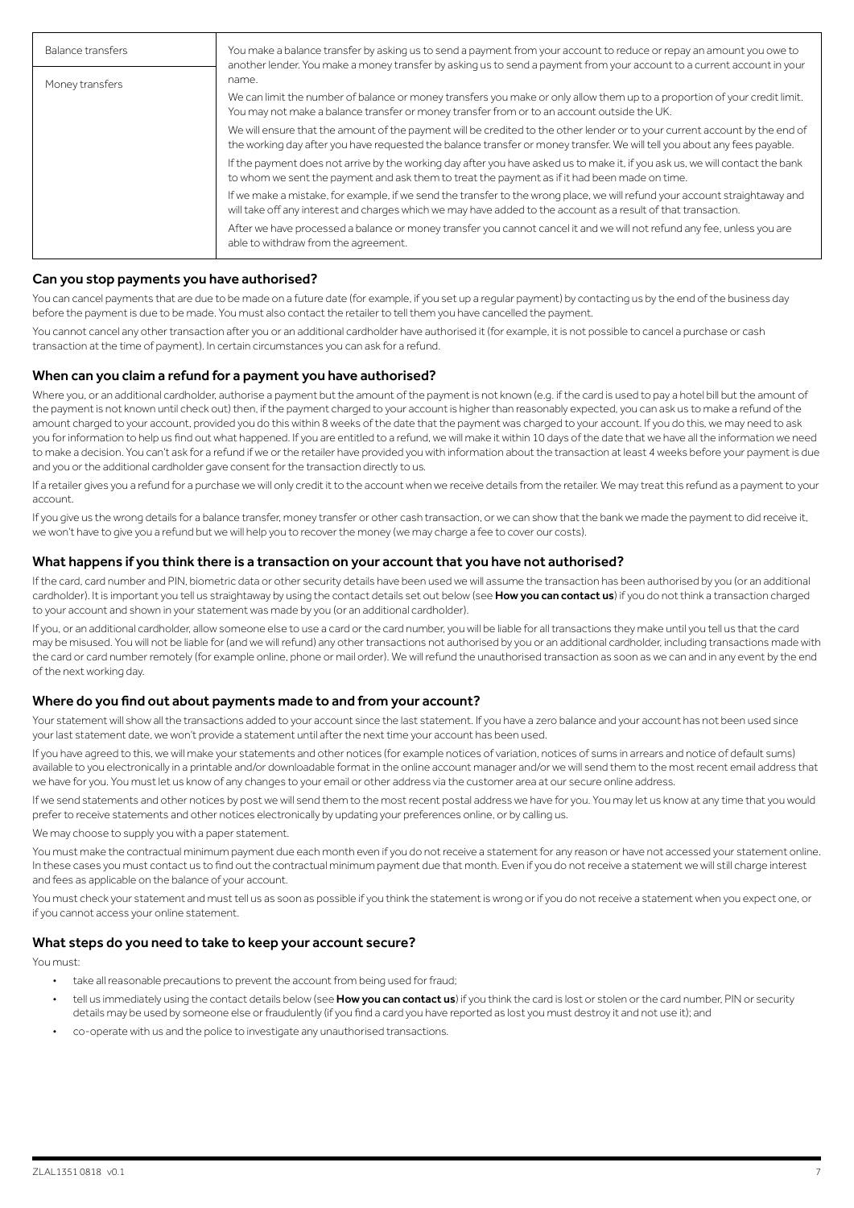| Balance transfers | You make a balance transfer by asking us to send a payment from your account to reduce or repay an amount you owe to another lender. You make a money transfer by asking us to send a payment from your account to a current account in your name.<br><br>We can limit the number of balance or money transfers you make or only allow them up to a proportion of your credit limit. You may not make a balance transfer or money transfer from or to an account outside the UK.<br><br>We will ensure that the amount of the payment will be credited to the other lender or to your current account by the end of the working day after you have requested the balance transfer or money transfer. We will tell you about any fees payable.<br><br>If the payment does not arrive by the working day after you have asked us to make it, if you ask us, we will contact the bank to whom we sent the payment and ask them to treat the payment as if it had been made on time.<br><br>If we make a mistake, for example, if we send the transfer to the wrong place, we will refund your account straightaway and will take off any interest and charges which we may have added to the account as a result of that transaction.<br><br>After we have processed a balance or money transfer you cannot cancel it and we will not refund any fee, unless you are able to withdraw from the agreement. |
|---|---|
| Money transfers | |

## Can you stop payments you have authorised?

You can cancel payments that are due to be made on a future date (for example, if you set up a regular payment) by contacting us by the end of the business day before the payment is due to be made. You must also contact the retailer to tell them you have cancelled the payment.

You cannot cancel any other transaction after you or an additional cardholder have authorised it (for example, it is not possible to cancel a purchase or cash transaction at the time of payment). In certain circumstances you can ask for a refund.

## When can you claim a refund for a payment you have authorised?

Where you, or an additional cardholder, authorise a payment but the amount of the payment is not known (e.g. if the card is used to pay a hotel bill but the amount of the payment is not known until check out) then, if the payment charged to your account is higher than reasonably expected, you can ask us to make a refund of the amount charged to your account, provided you do this within 8 weeks of the date that the payment was charged to your account. If you do this, we may need to ask you for information to help us find out what happened. If you are entitled to a refund, we will make it within 10 days of the date that we have all the information we need to make a decision. You can't ask for a refund if we or the retailer have provided you with information about the transaction at least 4 weeks before your payment is due and you or the additional cardholder gave consent for the transaction directly to us.

If a retailer gives you a refund for a purchase we will only credit it to the account when we receive details from the retailer. We may treat this refund as a payment to your account.

If you give us the wrong details for a balance transfer, money transfer or other cash transaction, or we can show that the bank we made the payment to did receive it, we won't have to give you a refund but we will help you to recover the money (we may charge a fee to cover our costs).

## What happens if you think there is a transaction on your account that you have not authorised?

If the card, card number and PIN, biometric data or other security details have been used we will assume the transaction has been authorised by you (or an additional cardholder). It is important you tell us straightaway by using the contact details set out below (see **How you can contact us**) if you do not think a transaction charged to your account and shown in your statement was made by you (or an additional cardholder).

If you, or an additional cardholder, allow someone else to use a card or the card number, you will be liable for all transactions they make until you tell us that the card may be misused. You will not be liable for (and we will refund) any other transactions not authorised by you or an additional cardholder, including transactions made with the card or card number remotely (for example online, phone or mail order). We will refund the unauthorised transaction as soon as we can and in any event by the end of the next working day.

## Where do you find out about payments made to and from your account?

Your statement will show all the transactions added to your account since the last statement. If you have a zero balance and your account has not been used since your last statement date, we won't provide a statement until after the next time your account has been used.

If you have agreed to this, we will make your statements and other notices (for example notices of variation, notices of sums in arrears and notice of default sums) available to you electronically in a printable and/or downloadable format in the online account manager and/or we will send them to the most recent email address that we have for you. You must let us know of any changes to your email or other address via the customer area at our secure online address.

If we send statements and other notices by post we will send them to the most recent postal address we have for you. You may let us know at any time that you would prefer to receive statements and other notices electronically by updating your preferences online, or by calling us.

We may choose to supply you with a paper statement.

You must make the contractual minimum payment due each month even if you do not receive a statement for any reason or have not accessed your statement online. In these cases you must contact us to find out the contractual minimum payment due that month. Even if you do not receive a statement we will still charge interest and fees as applicable on the balance of your account.

You must check your statement and must tell us as soon as possible if you think the statement is wrong or if you do not receive a statement when you expect one, or if you cannot access your online statement.

## What steps do you need to take to keep your account secure?

You must:

- take all reasonable precautions to prevent the account from being used for fraud;
- tell us immediately using the contact details below (see **How you can contact us**) if you think the card is lost or stolen or the card number, PIN or security details may be used by someone else or fraudulently (if you find a card you have reported as lost you must destroy it and not use it); and
- co-operate with us and the police to investigate any unauthorised transactions.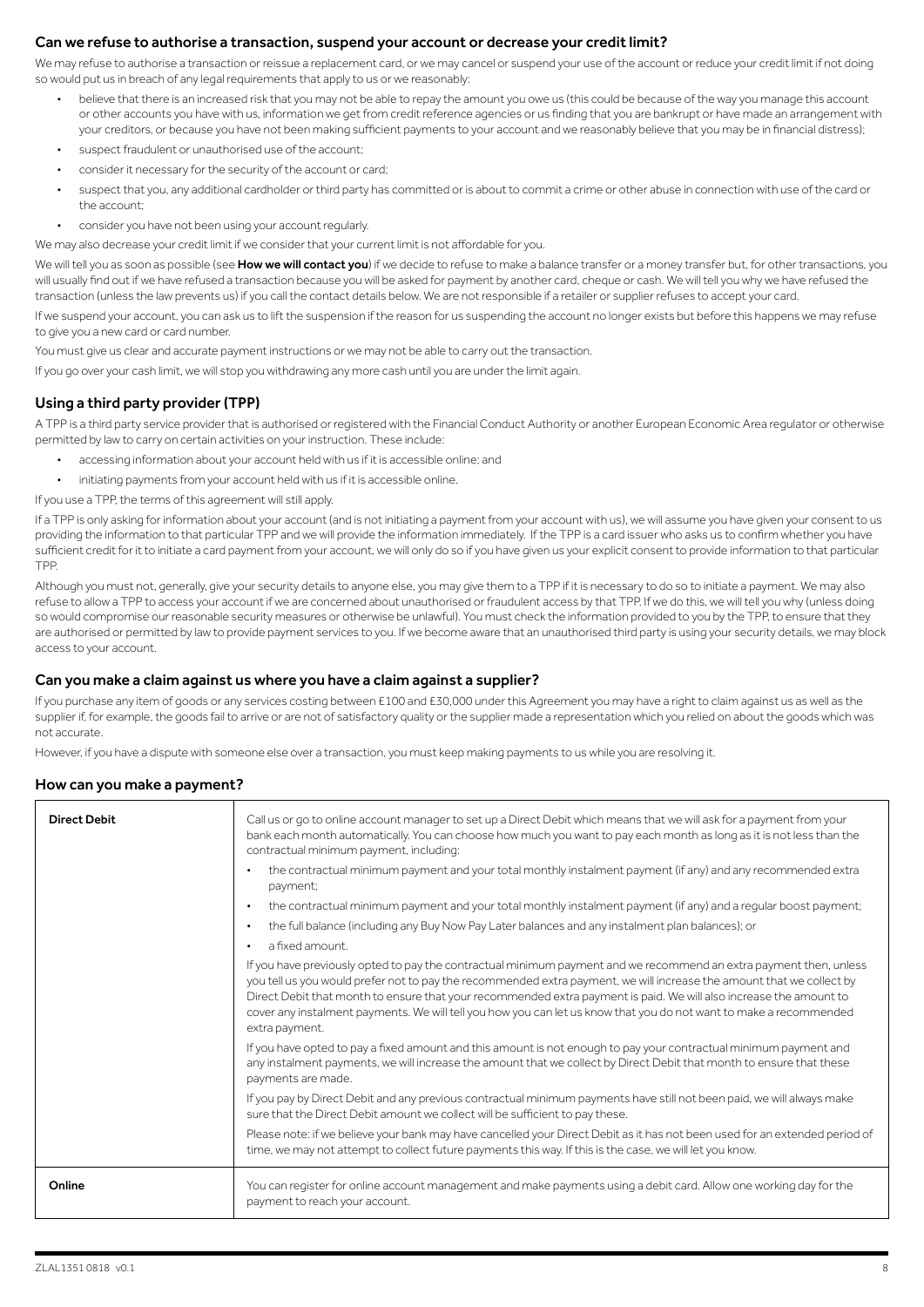## Can we refuse to authorise a transaction, suspend your account or decrease your credit limit?

We may refuse to authorise a transaction or reissue a replacement card, or we may cancel or suspend your use of the account or reduce your credit limit if not doing so would put us in breach of any legal requirements that apply to us or we reasonably:

- believe that there is an increased risk that you may not be able to repay the amount you owe us (this could be because of the way you manage this account or other accounts you have with us, information we get from credit reference agencies or us finding that you are bankrupt or have made an arrangement with your creditors, or because you have not been making sufficient payments to your account and we reasonably believe that you may be in financial distress);
- suspect fraudulent or unauthorised use of the account;
- consider it necessary for the security of the account or card;
- suspect that you, any additional cardholder or third party has committed or is about to commit a crime or other abuse in connection with use of the card or the account;
- consider you have not been using your account regularly.

We may also decrease your credit limit if we consider that your current limit is not affordable for you.

We will tell you as soon as possible (see **How we will contact you**) if we decide to refuse to make a balance transfer or a money transfer but, for other transactions, you will usually find out if we have refused a transaction because you will be asked for payment by another card, cheque or cash. We will tell you why we have refused the transaction (unless the law prevents us) if you call the contact details below. We are not responsible if a retailer or supplier refuses to accept your card.

If we suspend your account, you can ask us to lift the suspension if the reason for us suspending the account no longer exists but before this happens we may refuse to give you a new card or card number.

You must give us clear and accurate payment instructions or we may not be able to carry out the transaction.

If you go over your cash limit, we will stop you withdrawing any more cash until you are under the limit again.

## Using a third party provider (TPP)

A TPP is a third party service provider that is authorised or registered with the Financial Conduct Authority or another European Economic Area regulator or otherwise permitted by law to carry on certain activities on your instruction. These include:

- accessing information about your account held with us if it is accessible online; and
- initiating payments from your account held with us if it is accessible online.

If you use a TPP, the terms of this agreement will still apply.

If a TPP is only asking for information about your account (and is not initiating a payment from your account with us), we will assume you have given your consent to us providing the information to that particular TPP and we will provide the information immediately. If the TPP is a card issuer who asks us to confirm whether you have sufficient credit for it to initiate a card payment from your account, we will only do so if you have given us your explicit consent to provide information to that particular TPP.

Although you must not, generally, give your security details to anyone else, you may give them to a TPP if it is necessary to do so to initiate a payment. We may also refuse to allow a TPP to access your account if we are concerned about unauthorised or fraudulent access by that TPP. If we do this, we will tell you why (unless doing so would compromise our reasonable security measures or otherwise be unlawful). You must check the information provided to you by the TPP, to ensure that they are authorised or permitted by law to provide payment services to you. If we become aware that an unauthorised third party is using your security details, we may block access to your account.

## Can you make a claim against us where you have a claim against a supplier?

If you purchase any item of goods or any services costing between £100 and £30,000 under this Agreement you may have a right to claim against us as well as the supplier if, for example, the goods fail to arrive or are not of satisfactory quality or the supplier made a representation which you relied on about the goods which was not accurate.

However, if you have a dispute with someone else over a transaction, you must keep making payments to us while you are resolving it.

## How can you make a payment?

| | |
|---|---|
| **Direct Debit** | Call us or go to online account manager to set up a Direct Debit which means that we will ask for a payment from your bank each month automatically. You can choose how much you want to pay each month as long as it is not less than the contractual minimum payment, including:<br>• the contractual minimum payment and your total monthly instalment payment (if any) and any recommended extra payment;<br>• the contractual minimum payment and your total monthly instalment payment (if any) and a regular boost payment;<br>• the full balance (including any Buy Now Pay Later balances and any instalment plan balances); or<br>• a fixed amount.<br>If you have previously opted to pay the contractual minimum payment and we recommend an extra payment then, unless you tell us you would prefer not to pay the recommended extra payment, we will increase the amount that we collect by Direct Debit that month to ensure that your recommended extra payment is paid. We will also increase the amount to cover any instalment payments. We will tell you how you can let us know that you do not want to make a recommended extra payment.<br>If you have opted to pay a fixed amount and this amount is not enough to pay your contractual minimum payment and any instalment payments, we will increase the amount that we collect by Direct Debit that month to ensure that these payments are made.<br>If you pay by Direct Debit and any previous contractual minimum payments have still not been paid, we will always make sure that the Direct Debit amount we collect will be sufficient to pay these.<br>Please note: if we believe your bank may have cancelled your Direct Debit as it has not been used for an extended period of time, we may not attempt to collect future payments this way. If this is the case, we will let you know. |
| **Online** | You can register for online account management and make payments using a debit card. Allow one working day for the payment to reach your account. |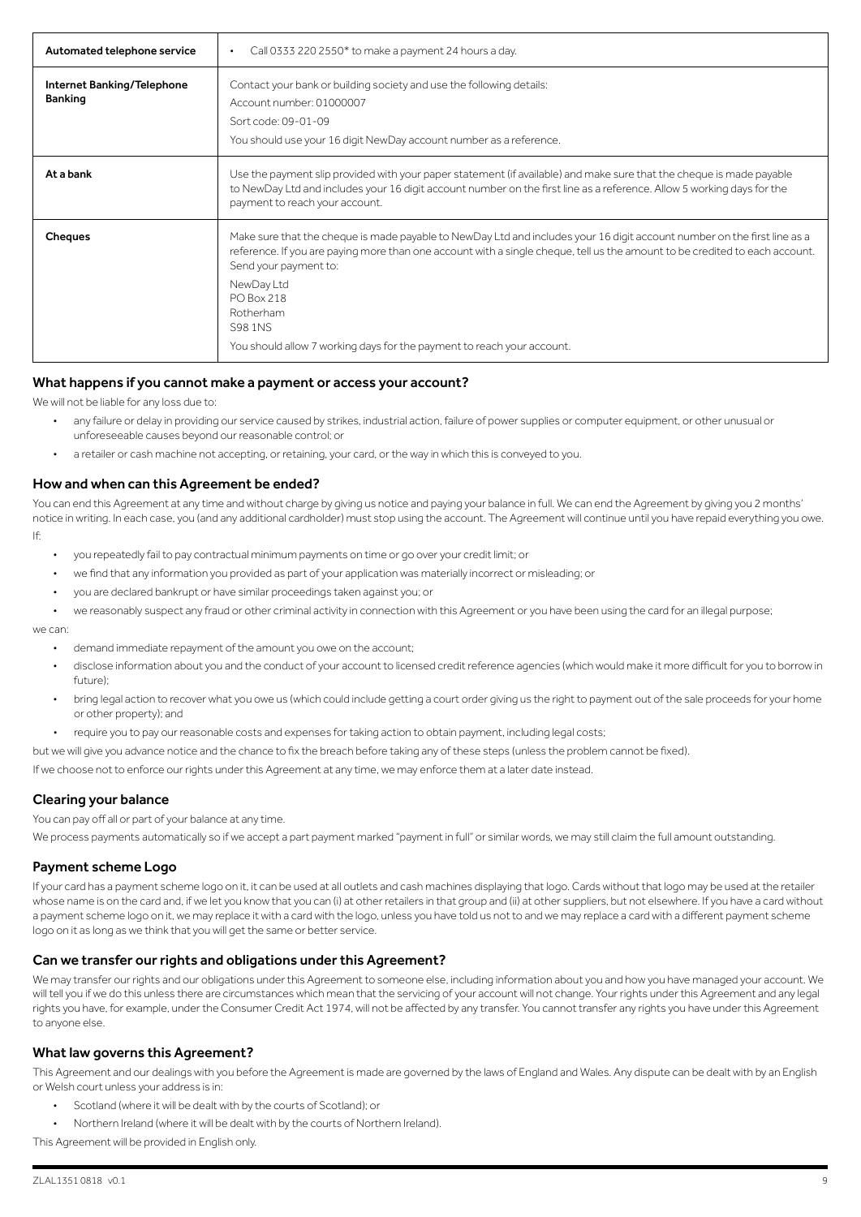| Automated telephone service | • Call 0333 220 2550* to make a payment 24 hours a day. |
|---|---|
| Internet Banking/Telephone Banking | Contact your bank or building society and use the following details:<br>Account number: 01000007<br>Sort code: 09-01-09<br>You should use your 16 digit NewDay account number as a reference. |
| At a bank | Use the payment slip provided with your paper statement (if available) and make sure that the cheque is made payable to NewDay Ltd and includes your 16 digit account number on the first line as a reference. Allow 5 working days for the payment to reach your account. |
| Cheques | Make sure that the cheque is made payable to NewDay Ltd and includes your 16 digit account number on the first line as a reference. If you are paying more than one account with a single cheque, tell us the amount to be credited to each account. Send your payment to:<br>NewDay Ltd<br>PO Box 218<br>Rotherham<br>S98 1NS<br>You should allow 7 working days for the payment to reach your account. |

## What happens if you cannot make a payment or access your account?

We will not be liable for any loss due to:

- any failure or delay in providing our service caused by strikes, industrial action, failure of power supplies or computer equipment, or other unusual or unforeseeable causes beyond our reasonable control; or
- a retailer or cash machine not accepting, or retaining, your card, or the way in which this is conveyed to you.

## How and when can this Agreement be ended?

You can end this Agreement at any time and without charge by giving us notice and paying your balance in full. We can end the Agreement by giving you 2 months' notice in writing. In each case, you (and any additional cardholder) must stop using the account. The Agreement will continue until you have repaid everything you owe.

If:

- you repeatedly fail to pay contractual minimum payments on time or go over your credit limit; or
- we find that any information you provided as part of your application was materially incorrect or misleading; or
- you are declared bankrupt or have similar proceedings taken against you; or
- we reasonably suspect any fraud or other criminal activity in connection with this Agreement or you have been using the card for an illegal purpose;

we can:

- demand immediate repayment of the amount you owe on the account;
- disclose information about you and the conduct of your account to licensed credit reference agencies (which would make it more difficult for you to borrow in future);
- bring legal action to recover what you owe us (which could include getting a court order giving us the right to payment out of the sale proceeds for your home or other property); and
- require you to pay our reasonable costs and expenses for taking action to obtain payment, including legal costs;

but we will give you advance notice and the chance to fix the breach before taking any of these steps (unless the problem cannot be fixed).

If we choose not to enforce our rights under this Agreement at any time, we may enforce them at a later date instead.

## Clearing your balance

You can pay off all or part of your balance at any time.

We process payments automatically so if we accept a part payment marked "payment in full" or similar words, we may still claim the full amount outstanding.

## Payment scheme Logo

If your card has a payment scheme logo on it, it can be used at all outlets and cash machines displaying that logo. Cards without that logo may be used at the retailer whose name is on the card and, if we let you know that you can (i) at other retailers in that group and (ii) at other suppliers, but not elsewhere. If you have a card without a payment scheme logo on it, we may replace it with a card with the logo, unless you have told us not to and we may replace a card with a different payment scheme logo on it as long as we think that you will get the same or better service.

## Can we transfer our rights and obligations under this Agreement?

We may transfer our rights and our obligations under this Agreement to someone else, including information about you and how you have managed your account. We will tell you if we do this unless there are circumstances which mean that the servicing of your account will not change. Your rights under this Agreement and any legal rights you have, for example, under the Consumer Credit Act 1974, will not be affected by any transfer. You cannot transfer any rights you have under this Agreement to anyone else.

## What law governs this Agreement?

This Agreement and our dealings with you before the Agreement is made are governed by the laws of England and Wales. Any dispute can be dealt with by an English or Welsh court unless your address is in:

- Scotland (where it will be dealt with by the courts of Scotland); or
- Northern Ireland (where it will be dealt with by the courts of Northern Ireland).

This Agreement will be provided in English only.

ZLAL1351 0818 v0.1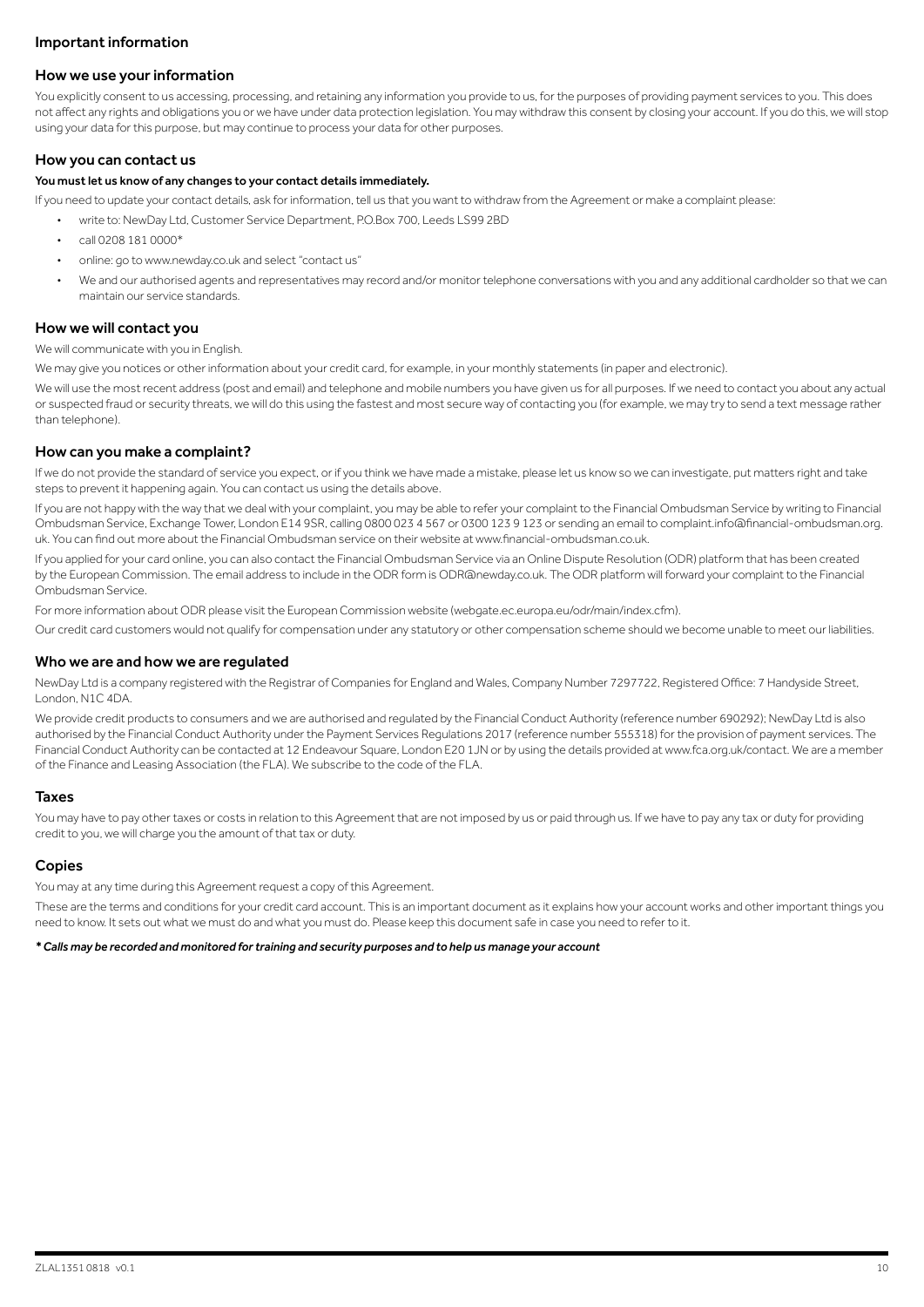## Important information

### How we use your information

You explicitly consent to us accessing, processing, and retaining any information you provide to us, for the purposes of providing payment services to you. This does not affect any rights and obligations you or we have under data protection legislation. You may withdraw this consent by closing your account. If you do this, we will stop using your data for this purpose, but may continue to process your data for other purposes.

### How you can contact us

**You must let us know of any changes to your contact details immediately.**

If you need to update your contact details, ask for information, tell us that you want to withdraw from the Agreement or make a complaint please:

- write to: NewDay Ltd, Customer Service Department, P.O.Box 700, Leeds LS99 2BD
- call 0208 181 0000*
- online: go to www.newday.co.uk and select "contact us"
- We and our authorised agents and representatives may record and/or monitor telephone conversations with you and any additional cardholder so that we can maintain our service standards.

### How we will contact you

We will communicate with you in English.

We may give you notices or other information about your credit card, for example, in your monthly statements (in paper and electronic).

We will use the most recent address (post and email) and telephone and mobile numbers you have given us for all purposes. If we need to contact you about any actual or suspected fraud or security threats, we will do this using the fastest and most secure way of contacting you (for example, we may try to send a text message rather than telephone).

### How can you make a complaint?

If we do not provide the standard of service you expect, or if you think we have made a mistake, please let us know so we can investigate, put matters right and take steps to prevent it happening again. You can contact us using the details above.

If you are not happy with the way that we deal with your complaint, you may be able to refer your complaint to the Financial Ombudsman Service by writing to Financial Ombudsman Service, Exchange Tower, London E14 9SR, calling 0800 023 4 567 or 0300 123 9 123 or sending an email to complaint.info@financial-ombudsman.org.uk. You can find out more about the Financial Ombudsman service on their website at www.financial-ombudsman.co.uk.

If you applied for your card online, you can also contact the Financial Ombudsman Service via an Online Dispute Resolution (ODR) platform that has been created by the European Commission. The email address to include in the ODR form is ODR@newday.co.uk. The ODR platform will forward your complaint to the Financial Ombudsman Service.

For more information about ODR please visit the European Commission website (webgate.ec.europa.eu/odr/main/index.cfm).

Our credit card customers would not qualify for compensation under any statutory or other compensation scheme should we become unable to meet our liabilities.

### Who we are and how we are regulated

NewDay Ltd is a company registered with the Registrar of Companies for England and Wales, Company Number 7297722, Registered Office: 7 Handyside Street, London, N1C 4DA.

We provide credit products to consumers and we are authorised and regulated by the Financial Conduct Authority (reference number 690292); NewDay Ltd is also authorised by the Financial Conduct Authority under the Payment Services Regulations 2017 (reference number 555318) for the provision of payment services. The Financial Conduct Authority can be contacted at 12 Endeavour Square, London E20 1JN or by using the details provided at www.fca.org.uk/contact. We are a member of the Finance and Leasing Association (the FLA). We subscribe to the code of the FLA.

### Taxes

You may have to pay other taxes or costs in relation to this Agreement that are not imposed by us or paid through us. If we have to pay any tax or duty for providing credit to you, we will charge you the amount of that tax or duty.

### Copies

You may at any time during this Agreement request a copy of this Agreement.

These are the terms and conditions for your credit card account. This is an important document as it explains how your account works and other important things you need to know. It sets out what we must do and what you must do. Please keep this document safe in case you need to refer to it.

***\* Calls may be recorded and monitored for training and security purposes and to help us manage your account***

ZLAL1351 0818 v0.1